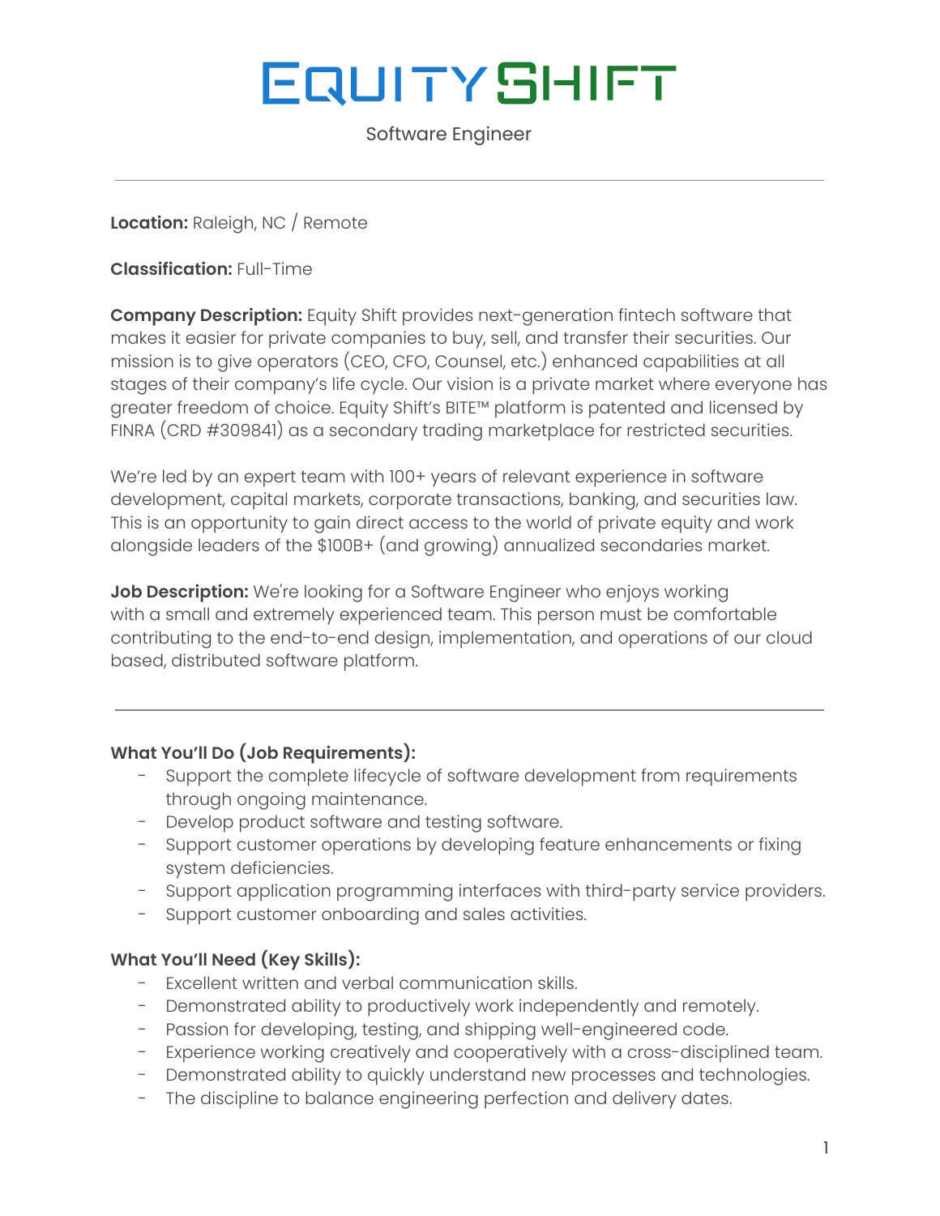# EQUITY SHIFT

Software Engineer

---

**Location:** Raleigh, NC / Remote

**Classification:** Full-Time

**Company Description:** Equity Shift provides next-generation fintech software that makes it easier for private companies to buy, sell, and transfer their securities. Our mission is to give operators (CEO, CFO, Counsel, etc.) enhanced capabilities at all stages of their company's life cycle. Our vision is a private market where everyone has greater freedom of choice. Equity Shift's BITE™ platform is patented and licensed by FINRA (CRD #309841) as a secondary trading marketplace for restricted securities.

We're led by an expert team with 100+ years of relevant experience in software development, capital markets, corporate transactions, banking, and securities law. This is an opportunity to gain direct access to the world of private equity and work alongside leaders of the $100B+ (and growing) annualized secondaries market.

**Job Description:** We're looking for a Software Engineer who enjoys working with a small and extremely experienced team. This person must be comfortable contributing to the end-to-end design, implementation, and operations of our cloud based, distributed software platform.

---

### What You'll Do (Job Requirements):

- Support the complete lifecycle of software development from requirements through ongoing maintenance.
- Develop product software and testing software.
- Support customer operations by developing feature enhancements or fixing system deficiencies.
- Support application programming interfaces with third-party service providers.
- Support customer onboarding and sales activities.

### What You'll Need (Key Skills):

- Excellent written and verbal communication skills.
- Demonstrated ability to productively work independently and remotely.
- Passion for developing, testing, and shipping well-engineered code.
- Experience working creatively and cooperatively with a cross-disciplined team.
- Demonstrated ability to quickly understand new processes and technologies.
- The discipline to balance engineering perfection and delivery dates.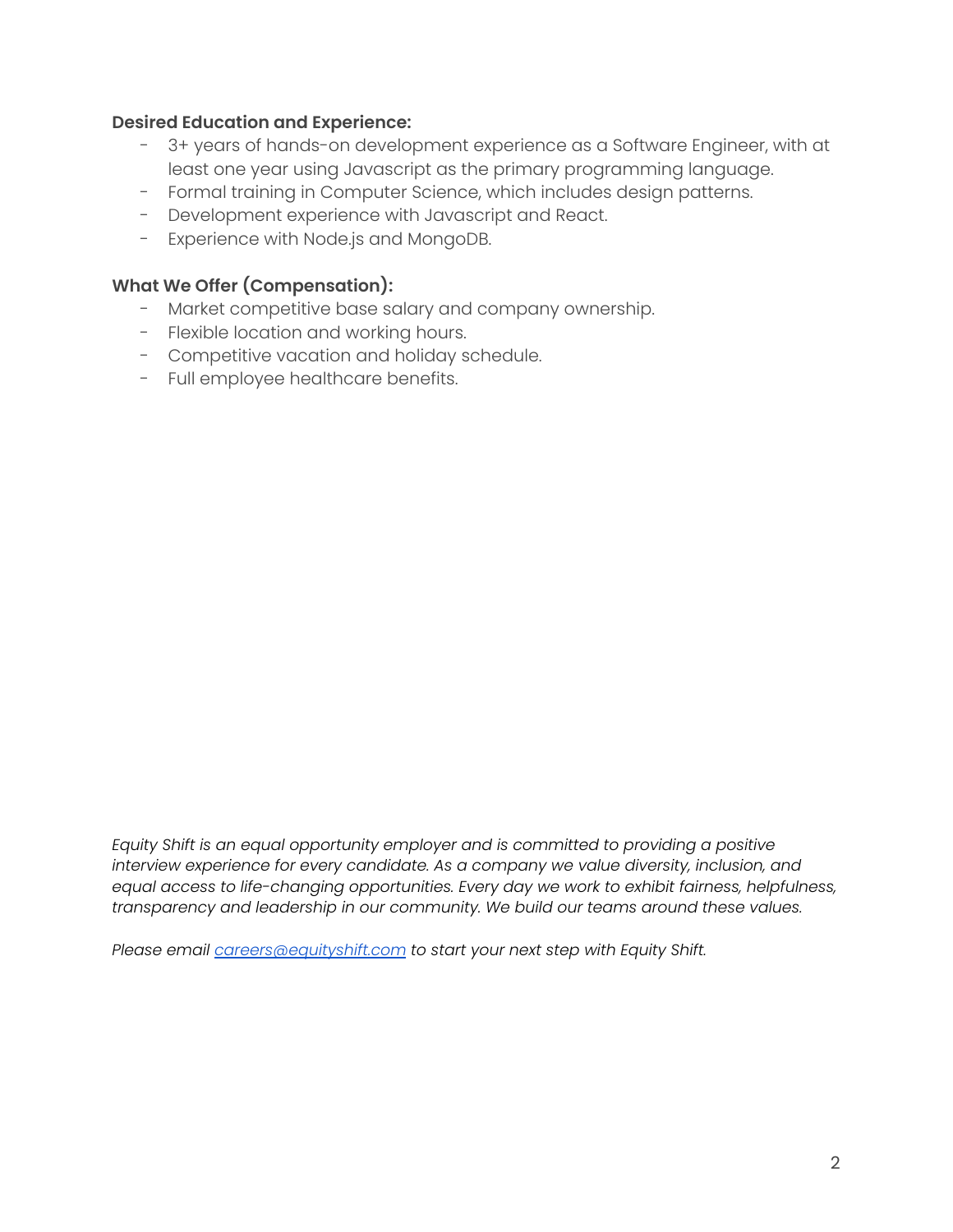**Desired Education and Experience:**

- 3+ years of hands-on development experience as a Software Engineer, with at least one year using Javascript as the primary programming language.
- Formal training in Computer Science, which includes design patterns.
- Development experience with Javascript and React.
- Experience with Node.js and MongoDB.

**What We Offer (Compensation):**

- Market competitive base salary and company ownership.
- Flexible location and working hours.
- Competitive vacation and holiday schedule.
- Full employee healthcare benefits.

*Equity Shift is an equal opportunity employer and is committed to providing a positive interview experience for every candidate. As a company we value diversity, inclusion, and equal access to life-changing opportunities. Every day we work to exhibit fairness, helpfulness, transparency and leadership in our community. We build our teams around these values.*

*Please email [careers@equityshift.com](mailto:careers@equityshift.com) to start your next step with Equity Shift.*